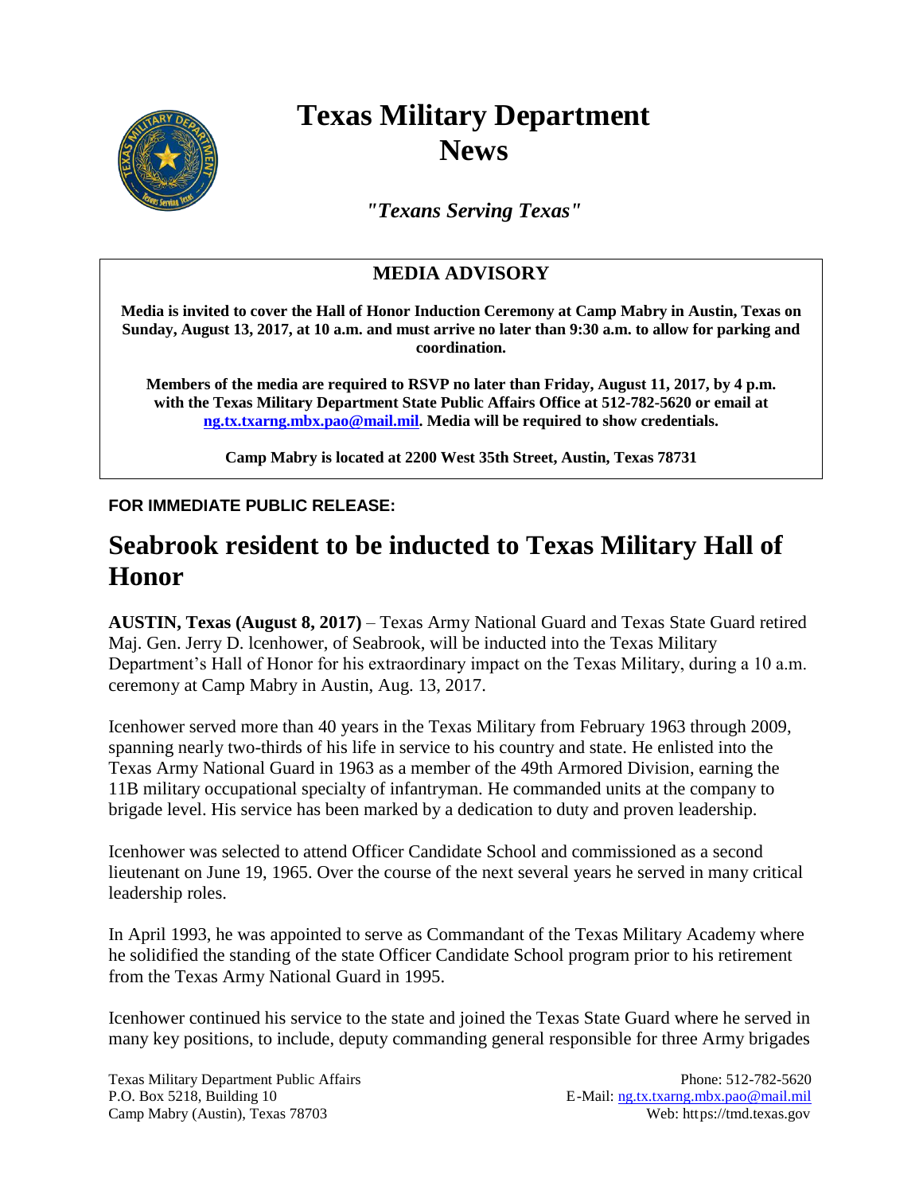# Texas Military Department News

*"Texans Serving Texas"*

## MEDIA ADVISORY

**Media is invited to cover the Hall of Honor Induction Ceremony at Camp Mabry in Austin, Texas on Sunday, August 13, 2017, at 10 a.m. and must arrive no later than 9:30 a.m. to allow for parking and coordination.**

**Members of the media are required to RSVP no later than Friday, August 11, 2017, by 4 p.m. with the Texas Military Department State Public Affairs Office at 512-782-5620 or email at ng.tx.txarng.mbx.pao@mail.mil. Media will be required to show credentials.**

**Camp Mabry is located at 2200 West 35th Street, Austin, Texas 78731**

**FOR IMMEDIATE PUBLIC RELEASE:**

# Seabrook resident to be inducted to Texas Military Hall of Honor

**AUSTIN, Texas (August 8, 2017)** – Texas Army National Guard and Texas State Guard retired Maj. Gen. Jerry D. lcenhower, of Seabrook, will be inducted into the Texas Military Department's Hall of Honor for his extraordinary impact on the Texas Military, during a 10 a.m. ceremony at Camp Mabry in Austin, Aug. 13, 2017.

Icenhower served more than 40 years in the Texas Military from February 1963 through 2009, spanning nearly two-thirds of his life in service to his country and state. He enlisted into the Texas Army National Guard in 1963 as a member of the 49th Armored Division, earning the 11B military occupational specialty of infantryman. He commanded units at the company to brigade level. His service has been marked by a dedication to duty and proven leadership.

Icenhower was selected to attend Officer Candidate School and commissioned as a second lieutenant on June 19, 1965. Over the course of the next several years he served in many critical leadership roles.

In April 1993, he was appointed to serve as Commandant of the Texas Military Academy where he solidified the standing of the state Officer Candidate School program prior to his retirement from the Texas Army National Guard in 1995.

Icenhower continued his service to the state and joined the Texas State Guard where he served in many key positions, to include, deputy commanding general responsible for three Army brigades

Texas Military Department Public Affairs
P.O. Box 5218, Building 10
Camp Mabry (Austin), Texas 78703

Phone: 512-782-5620
E-Mail: ng.tx.txarng.mbx.pao@mail.mil
Web: https://tmd.texas.gov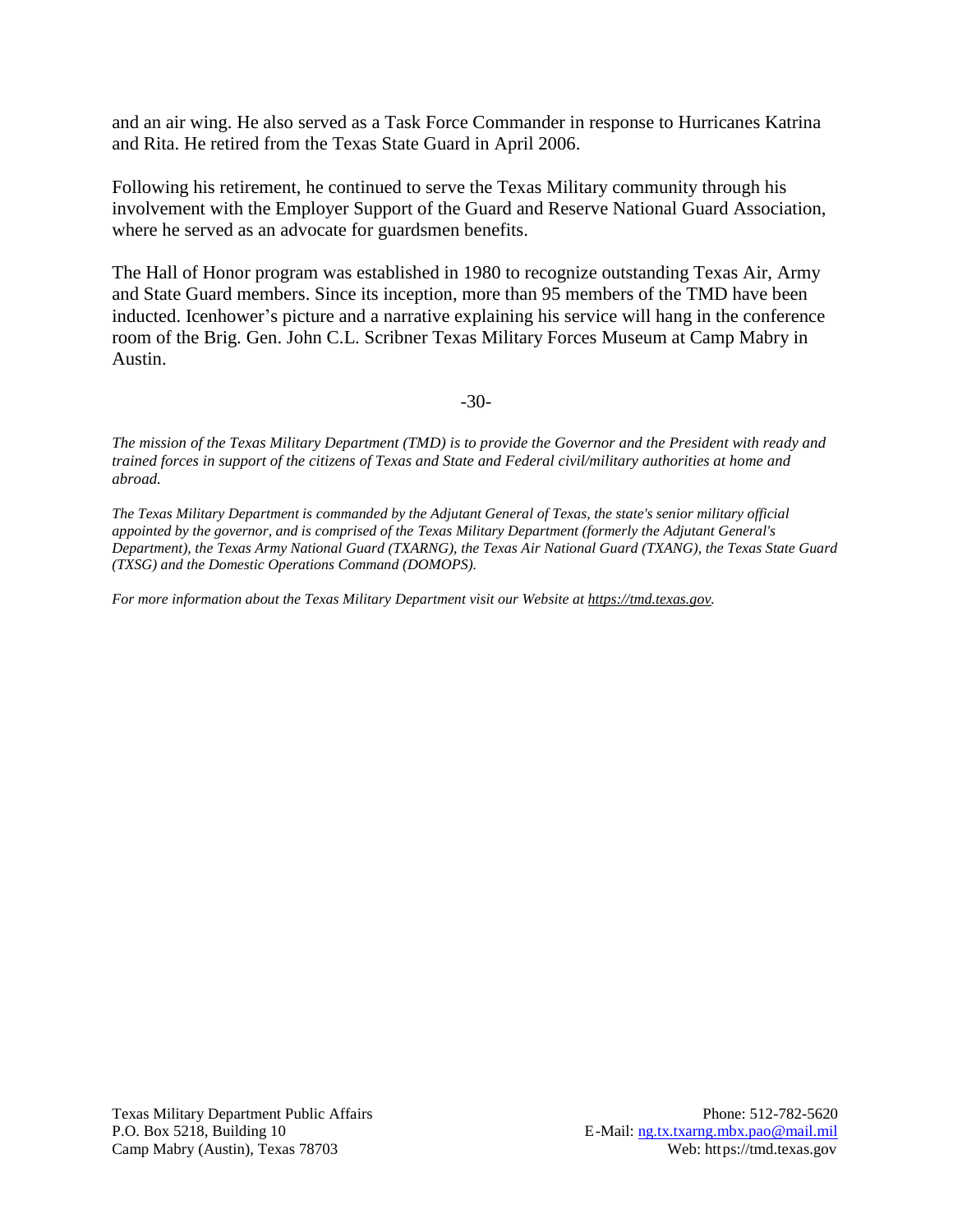and an air wing. He also served as a Task Force Commander in response to Hurricanes Katrina and Rita. He retired from the Texas State Guard in April 2006.

Following his retirement, he continued to serve the Texas Military community through his involvement with the Employer Support of the Guard and Reserve National Guard Association, where he served as an advocate for guardsmen benefits.

The Hall of Honor program was established in 1980 to recognize outstanding Texas Air, Army and State Guard members. Since its inception, more than 95 members of the TMD have been inducted. Icenhower's picture and a narrative explaining his service will hang in the conference room of the Brig. Gen. John C.L. Scribner Texas Military Forces Museum at Camp Mabry in Austin.

-30-

*The mission of the Texas Military Department (TMD) is to provide the Governor and the President with ready and trained forces in support of the citizens of Texas and State and Federal civil/military authorities at home and abroad.*

*The Texas Military Department is commanded by the Adjutant General of Texas, the state's senior military official appointed by the governor, and is comprised of the Texas Military Department (formerly the Adjutant General's Department), the Texas Army National Guard (TXARNG), the Texas Air National Guard (TXANG), the Texas State Guard (TXSG) and the Domestic Operations Command (DOMOPS).*

*For more information about the Texas Military Department visit our Website at https://tmd.texas.gov.*

Texas Military Department Public Affairs
P.O. Box 5218, Building 10
Camp Mabry (Austin), Texas 78703

Phone: 512-782-5620
E-Mail: ng.tx.txarng.mbx.pao@mail.mil
Web: https://tmd.texas.gov